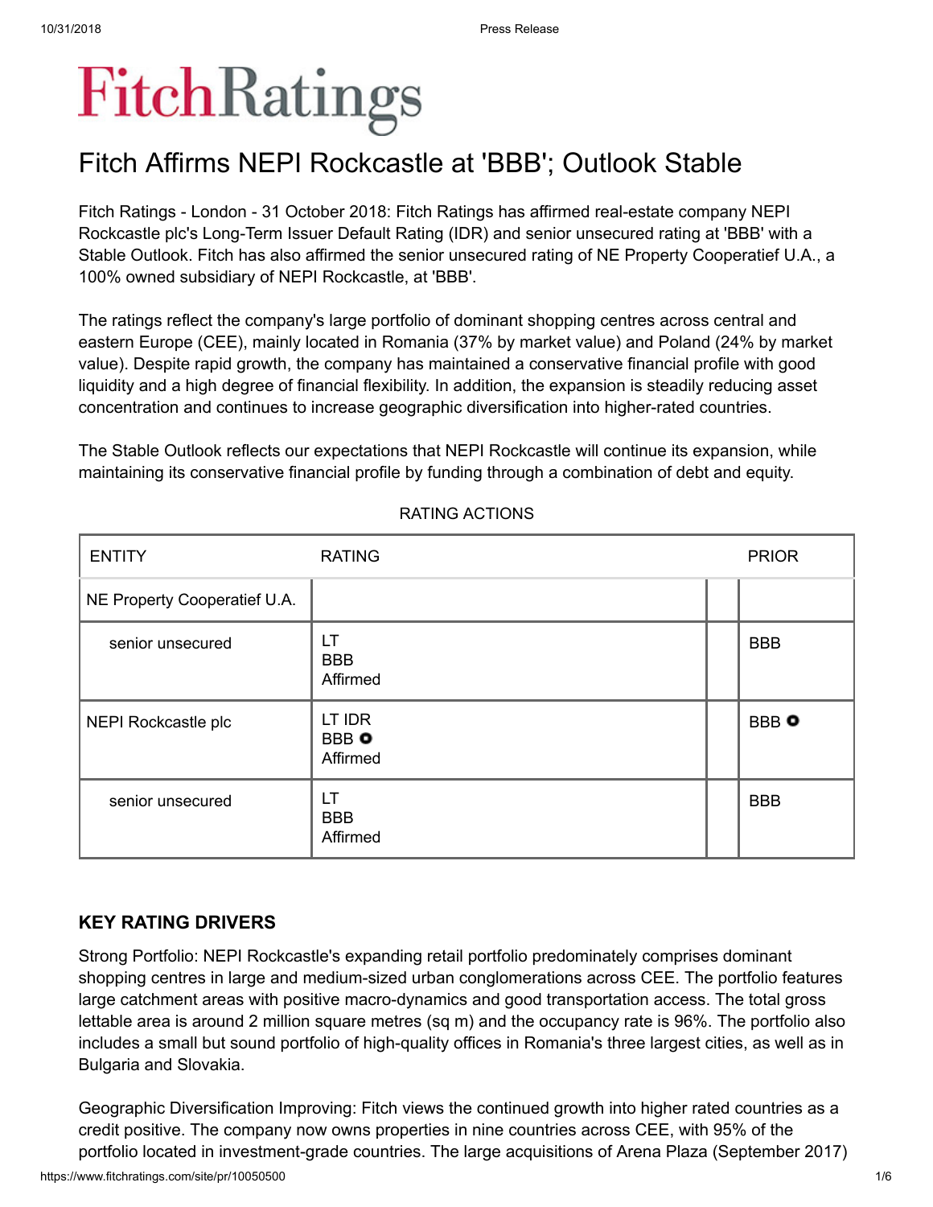# Fitch Affirms NEPI Rockcastle at 'BBB'; Outlook Stable

Fitch Ratings - London - 31 October 2018: Fitch Ratings has affirmed real-estate company NEPI Rockcastle plc's Long-Term Issuer Default Rating (IDR) and senior unsecured rating at 'BBB' with a Stable Outlook. Fitch has also affirmed the senior unsecured rating of NE Property Cooperatief U.A., a 100% owned subsidiary of NEPI Rockcastle, at 'BBB'.

The ratings reflect the company's large portfolio of dominant shopping centres across central and eastern Europe (CEE), mainly located in Romania (37% by market value) and Poland (24% by market value). Despite rapid growth, the company has maintained a conservative financial profile with good liquidity and a high degree of financial flexibility. In addition, the expansion is steadily reducing asset concentration and continues to increase geographic diversification into higher-rated countries.

The Stable Outlook reflects our expectations that NEPI Rockcastle will continue its expansion, while maintaining its conservative financial profile by funding through a combination of debt and equity.

RATING ACTIONS

| ENTITY | RATING | | PRIOR |
|---|---|---|---|
| NE Property Cooperatief U.A. | | | |
| senior unsecured | LT BBB Affirmed | | BBB |
| NEPI Rockcastle plc | LT IDR BBB ○ Affirmed | | BBB ○ |
| senior unsecured | LT BBB Affirmed | | BBB |

## KEY RATING DRIVERS

Strong Portfolio: NEPI Rockcastle's expanding retail portfolio predominately comprises dominant shopping centres in large and medium-sized urban conglomerations across CEE. The portfolio features large catchment areas with positive macro-dynamics and good transportation access. The total gross lettable area is around 2 million square metres (sq m) and the occupancy rate is 96%. The portfolio also includes a small but sound portfolio of high-quality offices in Romania's three largest cities, as well as in Bulgaria and Slovakia.

Geographic Diversification Improving: Fitch views the continued growth into higher rated countries as a credit positive. The company now owns properties in nine countries across CEE, with 95% of the portfolio located in investment-grade countries. The large acquisitions of Arena Plaza (September 2017)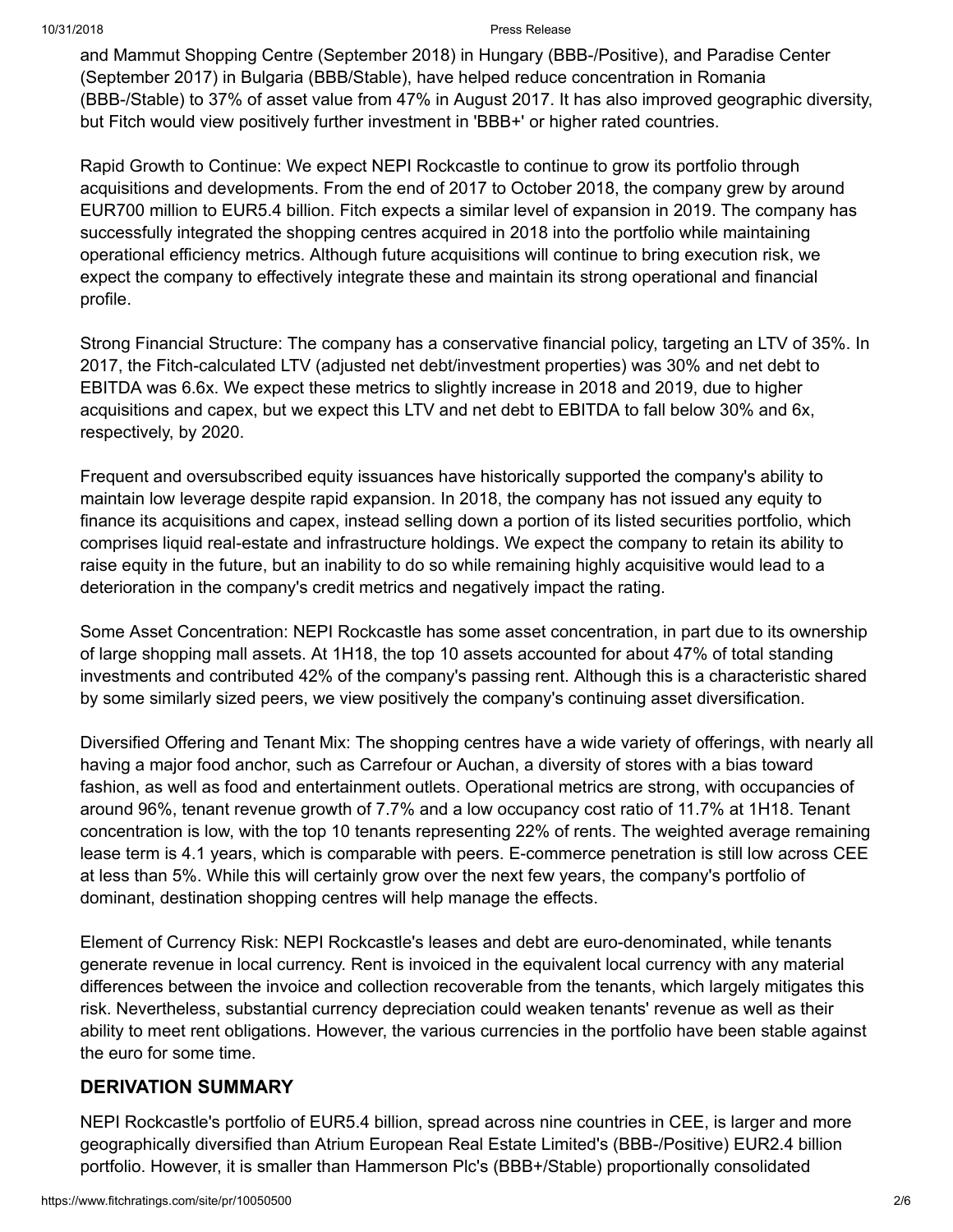and Mammut Shopping Centre (September 2018) in Hungary (BBB-/Positive), and Paradise Center (September 2017) in Bulgaria (BBB/Stable), have helped reduce concentration in Romania (BBB-/Stable) to 37% of asset value from 47% in August 2017. It has also improved geographic diversity, but Fitch would view positively further investment in 'BBB+' or higher rated countries.

Rapid Growth to Continue: We expect NEPI Rockcastle to continue to grow its portfolio through acquisitions and developments. From the end of 2017 to October 2018, the company grew by around EUR700 million to EUR5.4 billion. Fitch expects a similar level of expansion in 2019. The company has successfully integrated the shopping centres acquired in 2018 into the portfolio while maintaining operational efficiency metrics. Although future acquisitions will continue to bring execution risk, we expect the company to effectively integrate these and maintain its strong operational and financial profile.

Strong Financial Structure: The company has a conservative financial policy, targeting an LTV of 35%. In 2017, the Fitch-calculated LTV (adjusted net debt/investment properties) was 30% and net debt to EBITDA was 6.6x. We expect these metrics to slightly increase in 2018 and 2019, due to higher acquisitions and capex, but we expect this LTV and net debt to EBITDA to fall below 30% and 6x, respectively, by 2020.

Frequent and oversubscribed equity issuances have historically supported the company's ability to maintain low leverage despite rapid expansion. In 2018, the company has not issued any equity to finance its acquisitions and capex, instead selling down a portion of its listed securities portfolio, which comprises liquid real-estate and infrastructure holdings. We expect the company to retain its ability to raise equity in the future, but an inability to do so while remaining highly acquisitive would lead to a deterioration in the company's credit metrics and negatively impact the rating.

Some Asset Concentration: NEPI Rockcastle has some asset concentration, in part due to its ownership of large shopping mall assets. At 1H18, the top 10 assets accounted for about 47% of total standing investments and contributed 42% of the company's passing rent. Although this is a characteristic shared by some similarly sized peers, we view positively the company's continuing asset diversification.

Diversified Offering and Tenant Mix: The shopping centres have a wide variety of offerings, with nearly all having a major food anchor, such as Carrefour or Auchan, a diversity of stores with a bias toward fashion, as well as food and entertainment outlets. Operational metrics are strong, with occupancies of around 96%, tenant revenue growth of 7.7% and a low occupancy cost ratio of 11.7% at 1H18. Tenant concentration is low, with the top 10 tenants representing 22% of rents. The weighted average remaining lease term is 4.1 years, which is comparable with peers. E-commerce penetration is still low across CEE at less than 5%. While this will certainly grow over the next few years, the company's portfolio of dominant, destination shopping centres will help manage the effects.

Element of Currency Risk: NEPI Rockcastle's leases and debt are euro-denominated, while tenants generate revenue in local currency. Rent is invoiced in the equivalent local currency with any material differences between the invoice and collection recoverable from the tenants, which largely mitigates this risk. Nevertheless, substantial currency depreciation could weaken tenants' revenue as well as their ability to meet rent obligations. However, the various currencies in the portfolio have been stable against the euro for some time.

## DERIVATION SUMMARY

NEPI Rockcastle's portfolio of EUR5.4 billion, spread across nine countries in CEE, is larger and more geographically diversified than Atrium European Real Estate Limited's (BBB-/Positive) EUR2.4 billion portfolio. However, it is smaller than Hammerson Plc's (BBB+/Stable) proportionally consolidated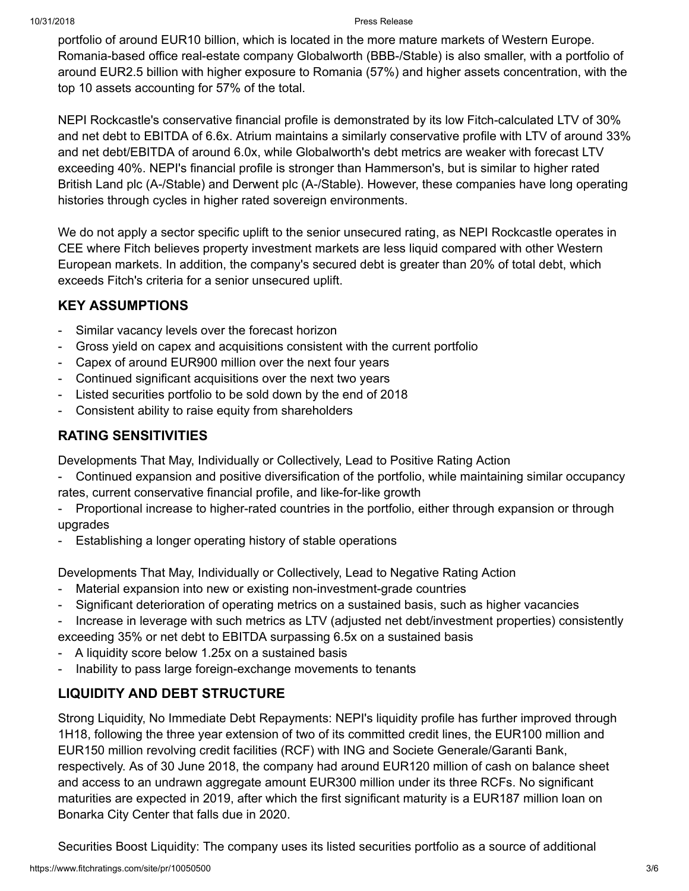portfolio of around EUR10 billion, which is located in the more mature markets of Western Europe. Romania-based office real-estate company Globalworth (BBB-/Stable) is also smaller, with a portfolio of around EUR2.5 billion with higher exposure to Romania (57%) and higher assets concentration, with the top 10 assets accounting for 57% of the total.

NEPI Rockcastle's conservative financial profile is demonstrated by its low Fitch-calculated LTV of 30% and net debt to EBITDA of 6.6x. Atrium maintains a similarly conservative profile with LTV of around 33% and net debt/EBITDA of around 6.0x, while Globalworth's debt metrics are weaker with forecast LTV exceeding 40%. NEPI's financial profile is stronger than Hammerson's, but is similar to higher rated British Land plc (A-/Stable) and Derwent plc (A-/Stable). However, these companies have long operating histories through cycles in higher rated sovereign environments.

We do not apply a sector specific uplift to the senior unsecured rating, as NEPI Rockcastle operates in CEE where Fitch believes property investment markets are less liquid compared with other Western European markets. In addition, the company's secured debt is greater than 20% of total debt, which exceeds Fitch's criteria for a senior unsecured uplift.

## KEY ASSUMPTIONS

- Similar vacancy levels over the forecast horizon
- Gross yield on capex and acquisitions consistent with the current portfolio
- Capex of around EUR900 million over the next four years
- Continued significant acquisitions over the next two years
- Listed securities portfolio to be sold down by the end of 2018
- Consistent ability to raise equity from shareholders

## RATING SENSITIVITIES

Developments That May, Individually or Collectively, Lead to Positive Rating Action

- Continued expansion and positive diversification of the portfolio, while maintaining similar occupancy rates, current conservative financial profile, and like-for-like growth
- Proportional increase to higher-rated countries in the portfolio, either through expansion or through upgrades
- Establishing a longer operating history of stable operations

Developments That May, Individually or Collectively, Lead to Negative Rating Action

- Material expansion into new or existing non-investment-grade countries
- Significant deterioration of operating metrics on a sustained basis, such as higher vacancies
- Increase in leverage with such metrics as LTV (adjusted net debt/investment properties) consistently exceeding 35% or net debt to EBITDA surpassing 6.5x on a sustained basis
- A liquidity score below 1.25x on a sustained basis
- Inability to pass large foreign-exchange movements to tenants

## LIQUIDITY AND DEBT STRUCTURE

Strong Liquidity, No Immediate Debt Repayments: NEPI's liquidity profile has further improved through 1H18, following the three year extension of two of its committed credit lines, the EUR100 million and EUR150 million revolving credit facilities (RCF) with ING and Societe Generale/Garanti Bank, respectively. As of 30 June 2018, the company had around EUR120 million of cash on balance sheet and access to an undrawn aggregate amount EUR300 million under its three RCFs. No significant maturities are expected in 2019, after which the first significant maturity is a EUR187 million loan on Bonarka City Center that falls due in 2020.

Securities Boost Liquidity: The company uses its listed securities portfolio as a source of additional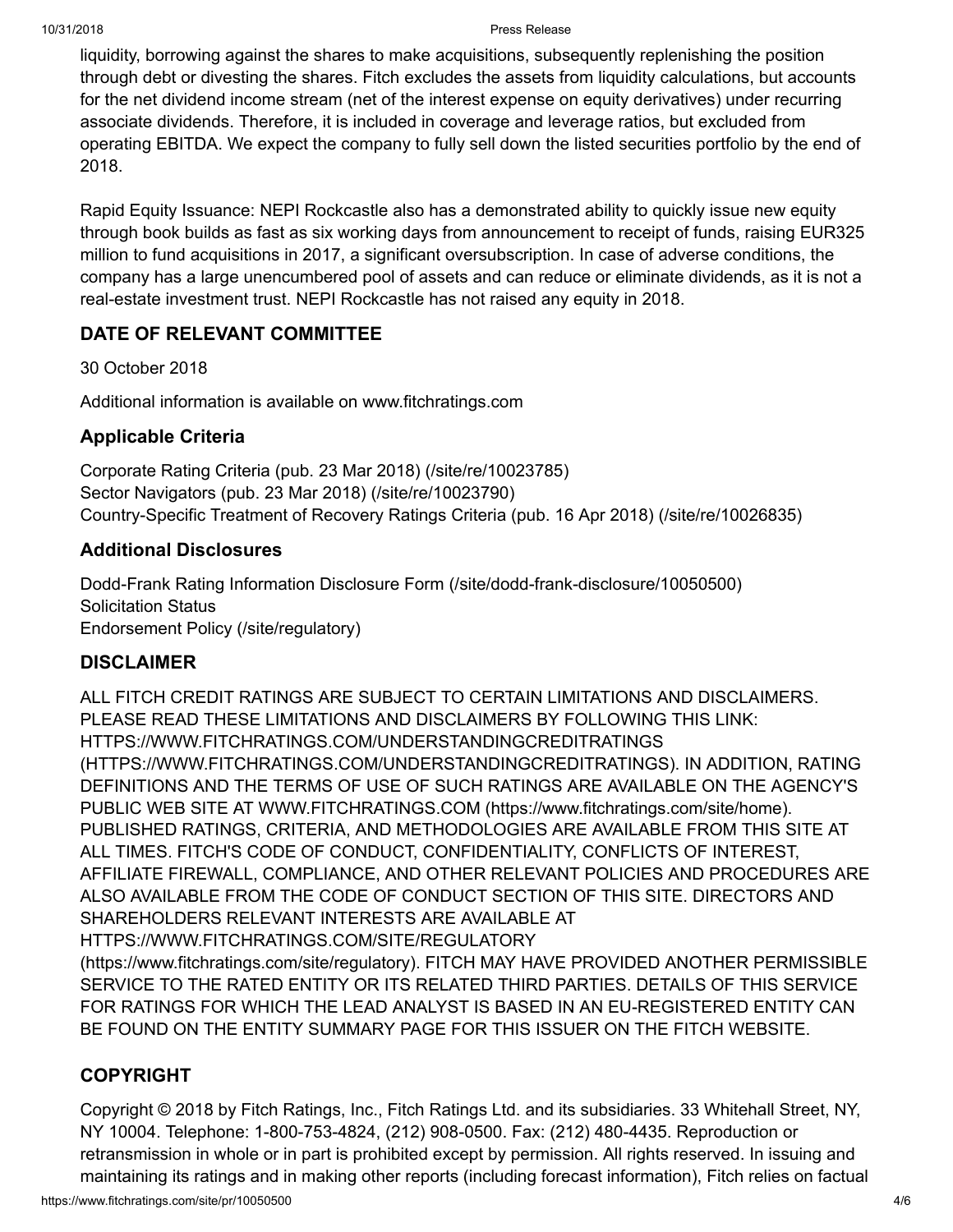liquidity, borrowing against the shares to make acquisitions, subsequently replenishing the position through debt or divesting the shares. Fitch excludes the assets from liquidity calculations, but accounts for the net dividend income stream (net of the interest expense on equity derivatives) under recurring associate dividends. Therefore, it is included in coverage and leverage ratios, but excluded from operating EBITDA. We expect the company to fully sell down the listed securities portfolio by the end of 2018.

Rapid Equity Issuance: NEPI Rockcastle also has a demonstrated ability to quickly issue new equity through book builds as fast as six working days from announcement to receipt of funds, raising EUR325 million to fund acquisitions in 2017, a significant oversubscription. In case of adverse conditions, the company has a large unencumbered pool of assets and can reduce or eliminate dividends, as it is not a real-estate investment trust. NEPI Rockcastle has not raised any equity in 2018.

## DATE OF RELEVANT COMMITTEE

30 October 2018

Additional information is available on www.fitchratings.com

### Applicable Criteria

Corporate Rating Criteria (pub. 23 Mar 2018) (/site/re/10023785)
Sector Navigators (pub. 23 Mar 2018) (/site/re/10023790)
Country-Specific Treatment of Recovery Ratings Criteria (pub. 16 Apr 2018) (/site/re/10026835)

### Additional Disclosures

Dodd-Frank Rating Information Disclosure Form (/site/dodd-frank-disclosure/10050500)
Solicitation Status
Endorsement Policy (/site/regulatory)

## DISCLAIMER

ALL FITCH CREDIT RATINGS ARE SUBJECT TO CERTAIN LIMITATIONS AND DISCLAIMERS. PLEASE READ THESE LIMITATIONS AND DISCLAIMERS BY FOLLOWING THIS LINK: HTTPS://WWW.FITCHRATINGS.COM/UNDERSTANDINGCREDITRATINGS (HTTPS://WWW.FITCHRATINGS.COM/UNDERSTANDINGCREDITRATINGS). IN ADDITION, RATING DEFINITIONS AND THE TERMS OF USE OF SUCH RATINGS ARE AVAILABLE ON THE AGENCY'S PUBLIC WEB SITE AT WWW.FITCHRATINGS.COM (https://www.fitchratings.com/site/home). PUBLISHED RATINGS, CRITERIA, AND METHODOLOGIES ARE AVAILABLE FROM THIS SITE AT ALL TIMES. FITCH'S CODE OF CONDUCT, CONFIDENTIALITY, CONFLICTS OF INTEREST, AFFILIATE FIREWALL, COMPLIANCE, AND OTHER RELEVANT POLICIES AND PROCEDURES ARE ALSO AVAILABLE FROM THE CODE OF CONDUCT SECTION OF THIS SITE. DIRECTORS AND SHAREHOLDERS RELEVANT INTERESTS ARE AVAILABLE AT HTTPS://WWW.FITCHRATINGS.COM/SITE/REGULATORY (https://www.fitchratings.com/site/regulatory). FITCH MAY HAVE PROVIDED ANOTHER PERMISSIBLE SERVICE TO THE RATED ENTITY OR ITS RELATED THIRD PARTIES. DETAILS OF THIS SERVICE FOR RATINGS FOR WHICH THE LEAD ANALYST IS BASED IN AN EU-REGISTERED ENTITY CAN BE FOUND ON THE ENTITY SUMMARY PAGE FOR THIS ISSUER ON THE FITCH WEBSITE.

## COPYRIGHT

Copyright © 2018 by Fitch Ratings, Inc., Fitch Ratings Ltd. and its subsidiaries. 33 Whitehall Street, NY, NY 10004. Telephone: 1-800-753-4824, (212) 908-0500. Fax: (212) 480-4435. Reproduction or retransmission in whole or in part is prohibited except by permission. All rights reserved. In issuing and maintaining its ratings and in making other reports (including forecast information), Fitch relies on factual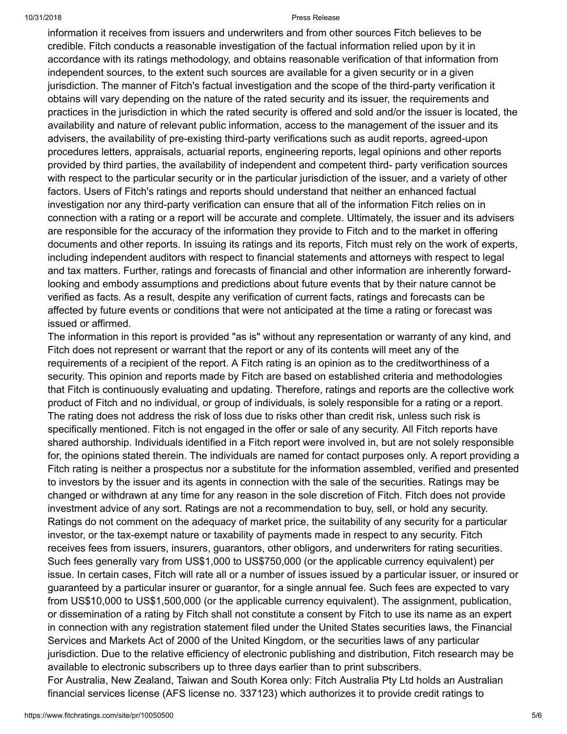information it receives from issuers and underwriters and from other sources Fitch believes to be credible. Fitch conducts a reasonable investigation of the factual information relied upon by it in accordance with its ratings methodology, and obtains reasonable verification of that information from independent sources, to the extent such sources are available for a given security or in a given jurisdiction. The manner of Fitch's factual investigation and the scope of the third-party verification it obtains will vary depending on the nature of the rated security and its issuer, the requirements and practices in the jurisdiction in which the rated security is offered and sold and/or the issuer is located, the availability and nature of relevant public information, access to the management of the issuer and its advisers, the availability of pre-existing third-party verifications such as audit reports, agreed-upon procedures letters, appraisals, actuarial reports, engineering reports, legal opinions and other reports provided by third parties, the availability of independent and competent third- party verification sources with respect to the particular security or in the particular jurisdiction of the issuer, and a variety of other factors. Users of Fitch's ratings and reports should understand that neither an enhanced factual investigation nor any third-party verification can ensure that all of the information Fitch relies on in connection with a rating or a report will be accurate and complete. Ultimately, the issuer and its advisers are responsible for the accuracy of the information they provide to Fitch and to the market in offering documents and other reports. In issuing its ratings and its reports, Fitch must rely on the work of experts, including independent auditors with respect to financial statements and attorneys with respect to legal and tax matters. Further, ratings and forecasts of financial and other information are inherently forward-looking and embody assumptions and predictions about future events that by their nature cannot be verified as facts. As a result, despite any verification of current facts, ratings and forecasts can be affected by future events or conditions that were not anticipated at the time a rating or forecast was issued or affirmed.

The information in this report is provided "as is" without any representation or warranty of any kind, and Fitch does not represent or warrant that the report or any of its contents will meet any of the requirements of a recipient of the report. A Fitch rating is an opinion as to the creditworthiness of a security. This opinion and reports made by Fitch are based on established criteria and methodologies that Fitch is continuously evaluating and updating. Therefore, ratings and reports are the collective work product of Fitch and no individual, or group of individuals, is solely responsible for a rating or a report. The rating does not address the risk of loss due to risks other than credit risk, unless such risk is specifically mentioned. Fitch is not engaged in the offer or sale of any security. All Fitch reports have shared authorship. Individuals identified in a Fitch report were involved in, but are not solely responsible for, the opinions stated therein. The individuals are named for contact purposes only. A report providing a Fitch rating is neither a prospectus nor a substitute for the information assembled, verified and presented to investors by the issuer and its agents in connection with the sale of the securities. Ratings may be changed or withdrawn at any time for any reason in the sole discretion of Fitch. Fitch does not provide investment advice of any sort. Ratings are not a recommendation to buy, sell, or hold any security. Ratings do not comment on the adequacy of market price, the suitability of any security for a particular investor, or the tax-exempt nature or taxability of payments made in respect to any security. Fitch receives fees from issuers, insurers, guarantors, other obligors, and underwriters for rating securities. Such fees generally vary from US$1,000 to US$750,000 (or the applicable currency equivalent) per issue. In certain cases, Fitch will rate all or a number of issues issued by a particular issuer, or insured or guaranteed by a particular insurer or guarantor, for a single annual fee. Such fees are expected to vary from US$10,000 to US$1,500,000 (or the applicable currency equivalent). The assignment, publication, or dissemination of a rating by Fitch shall not constitute a consent by Fitch to use its name as an expert in connection with any registration statement filed under the United States securities laws, the Financial Services and Markets Act of 2000 of the United Kingdom, or the securities laws of any particular jurisdiction. Due to the relative efficiency of electronic publishing and distribution, Fitch research may be available to electronic subscribers up to three days earlier than to print subscribers.

For Australia, New Zealand, Taiwan and South Korea only: Fitch Australia Pty Ltd holds an Australian financial services license (AFS license no. 337123) which authorizes it to provide credit ratings to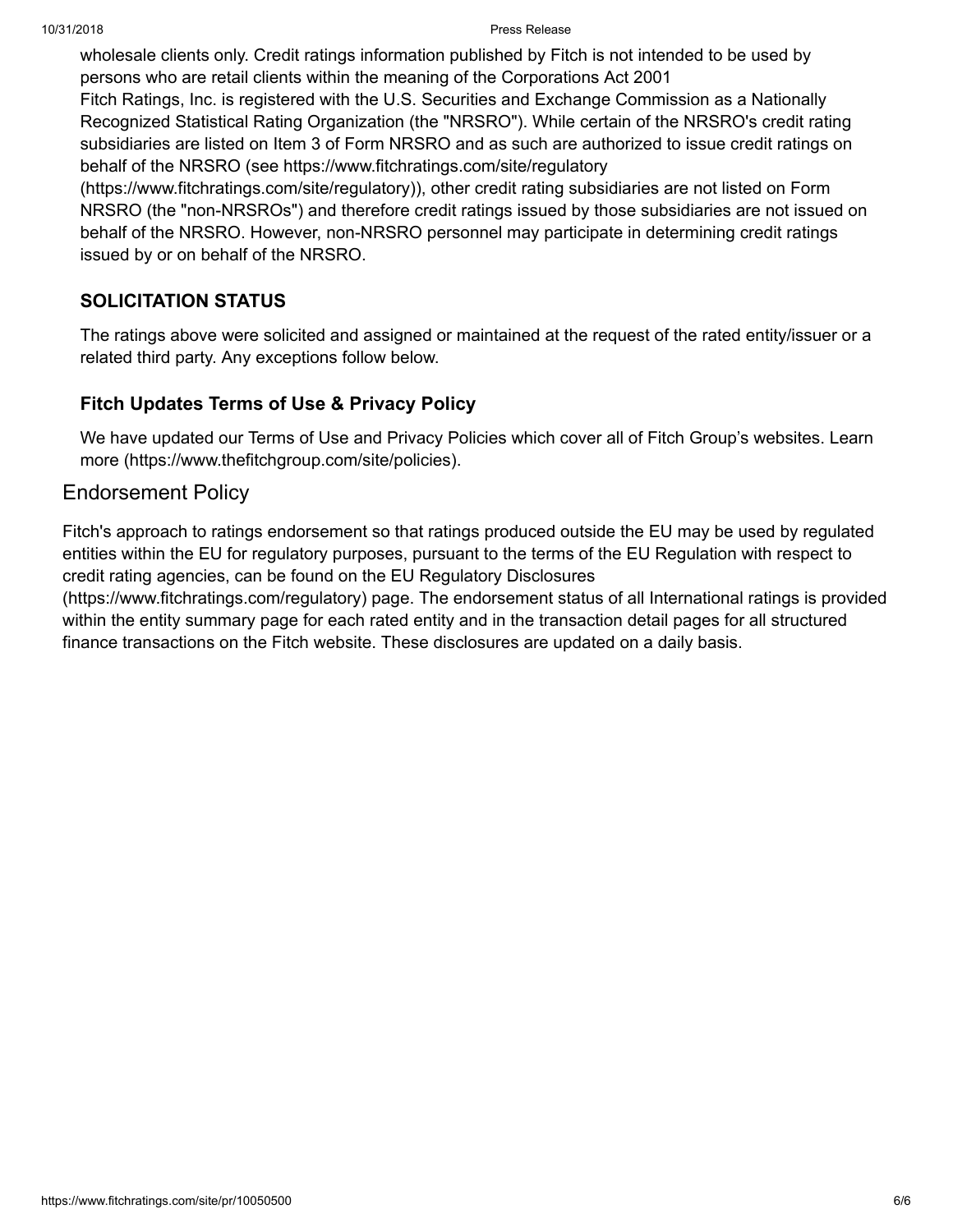wholesale clients only. Credit ratings information published by Fitch is not intended to be used by persons who are retail clients within the meaning of the Corporations Act 2001

Fitch Ratings, Inc. is registered with the U.S. Securities and Exchange Commission as a Nationally Recognized Statistical Rating Organization (the "NRSRO"). While certain of the NRSRO's credit rating subsidiaries are listed on Item 3 of Form NRSRO and as such are authorized to issue credit ratings on behalf of the NRSRO (see https://www.fitchratings.com/site/regulatory (https://www.fitchratings.com/site/regulatory)), other credit rating subsidiaries are not listed on Form NRSRO (the "non-NRSROs") and therefore credit ratings issued by those subsidiaries are not issued on behalf of the NRSRO. However, non-NRSRO personnel may participate in determining credit ratings issued by or on behalf of the NRSRO.

### SOLICITATION STATUS

The ratings above were solicited and assigned or maintained at the request of the rated entity/issuer or a related third party. Any exceptions follow below.

### Fitch Updates Terms of Use & Privacy Policy

We have updated our Terms of Use and Privacy Policies which cover all of Fitch Group's websites. Learn more (https://www.thefitchgroup.com/site/policies).

## Endorsement Policy

Fitch's approach to ratings endorsement so that ratings produced outside the EU may be used by regulated entities within the EU for regulatory purposes, pursuant to the terms of the EU Regulation with respect to credit rating agencies, can be found on the EU Regulatory Disclosures (https://www.fitchratings.com/regulatory) page. The endorsement status of all International ratings is provided within the entity summary page for each rated entity and in the transaction detail pages for all structured finance transactions on the Fitch website. These disclosures are updated on a daily basis.